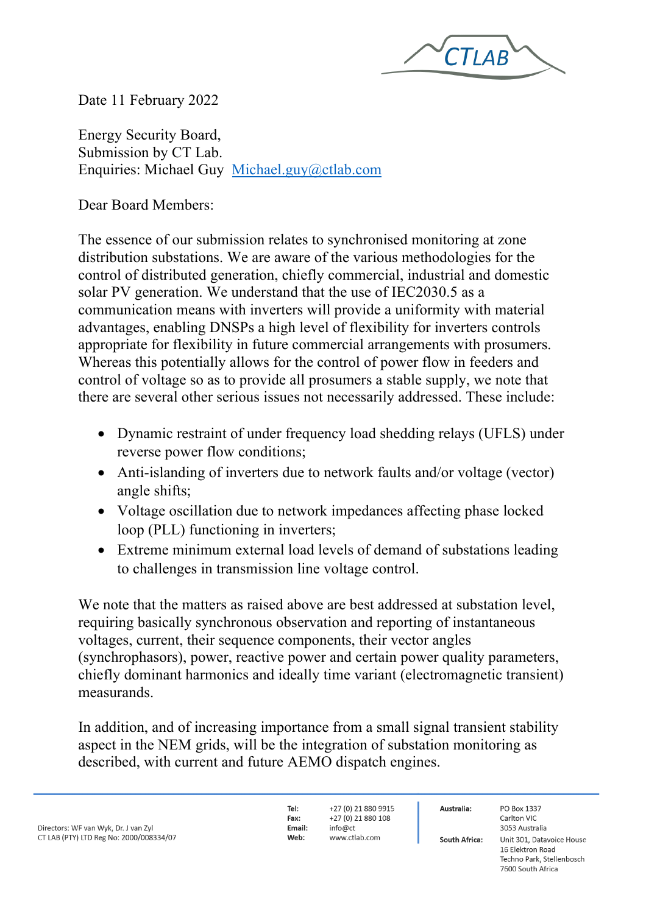Date 11 February 2022

Energy Security Board,
Submission by CT Lab.
Enquiries: Michael Guy [Michael.guy@ctlab.com](mailto:Michael.guy@ctlab.com)

Dear Board Members:

The essence of our submission relates to synchronised monitoring at zone distribution substations. We are aware of the various methodologies for the control of distributed generation, chiefly commercial, industrial and domestic solar PV generation. We understand that the use of IEC2030.5 as a communication means with inverters will provide a uniformity with material advantages, enabling DNSPs a high level of flexibility for inverters controls appropriate for flexibility in future commercial arrangements with prosumers. Whereas this potentially allows for the control of power flow in feeders and control of voltage so as to provide all prosumers a stable supply, we note that there are several other serious issues not necessarily addressed. These include:

- Dynamic restraint of under frequency load shedding relays (UFLS) under reverse power flow conditions;
- Anti-islanding of inverters due to network faults and/or voltage (vector) angle shifts;
- Voltage oscillation due to network impedances affecting phase locked loop (PLL) functioning in inverters;
- Extreme minimum external load levels of demand of substations leading to challenges in transmission line voltage control.

We note that the matters as raised above are best addressed at substation level, requiring basically synchronous observation and reporting of instantaneous voltages, current, their sequence components, their vector angles (synchrophasors), power, reactive power and certain power quality parameters, chiefly dominant harmonics and ideally time variant (electromagnetic transient) measurands.

In addition, and of increasing importance from a small signal transient stability aspect in the NEM grids, will be the integration of substation monitoring as described, with current and future AEMO dispatch engines.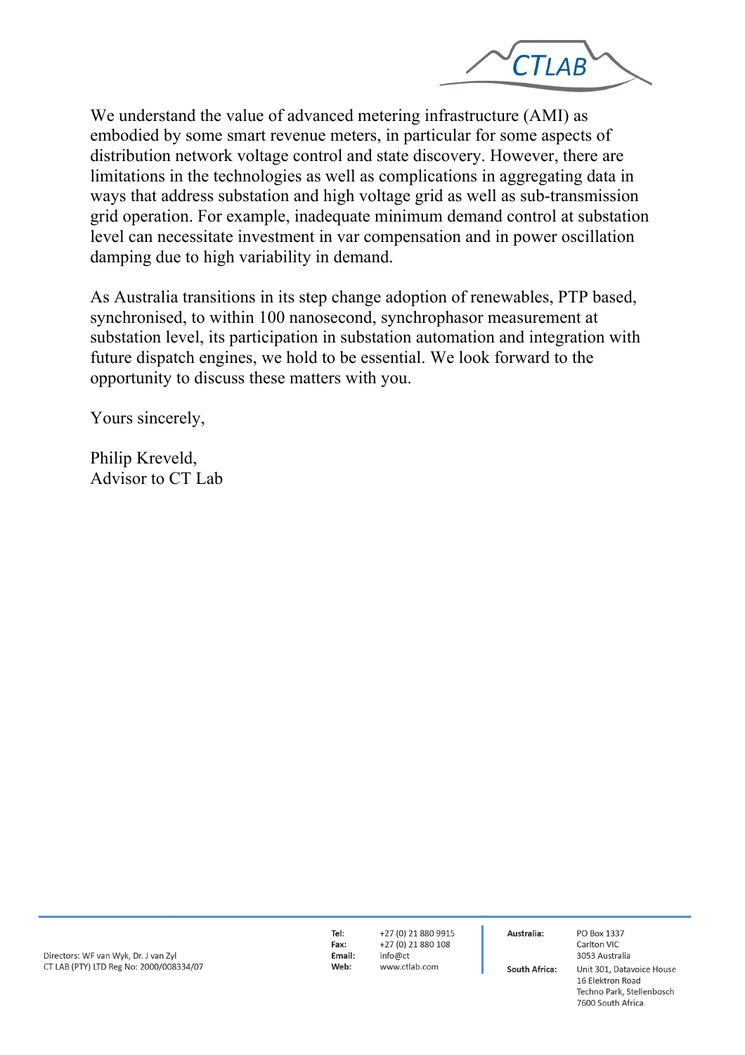We understand the value of advanced metering infrastructure (AMI) as embodied by some smart revenue meters, in particular for some aspects of distribution network voltage control and state discovery. However, there are limitations in the technologies as well as complications in aggregating data in ways that address substation and high voltage grid as well as sub-transmission grid operation. For example, inadequate minimum demand control at substation level can necessitate investment in var compensation and in power oscillation damping due to high variability in demand.

As Australia transitions in its step change adoption of renewables, PTP based, synchronised, to within 100 nanosecond, synchrophasor measurement at substation level, its participation in substation automation and integration with future dispatch engines, we hold to be essential. We look forward to the opportunity to discuss these matters with you.

Yours sincerely,

Philip Kreveld,  
Advisor to CT Lab